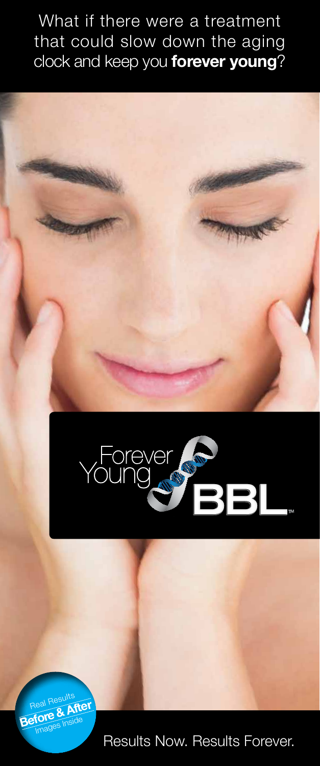What if there were a treatment that could slow down the aging clock and keep you **forever young**?

# Forever Young BBL™

Real Results
**Before & After**
Images Inside

Results Now. Results Forever.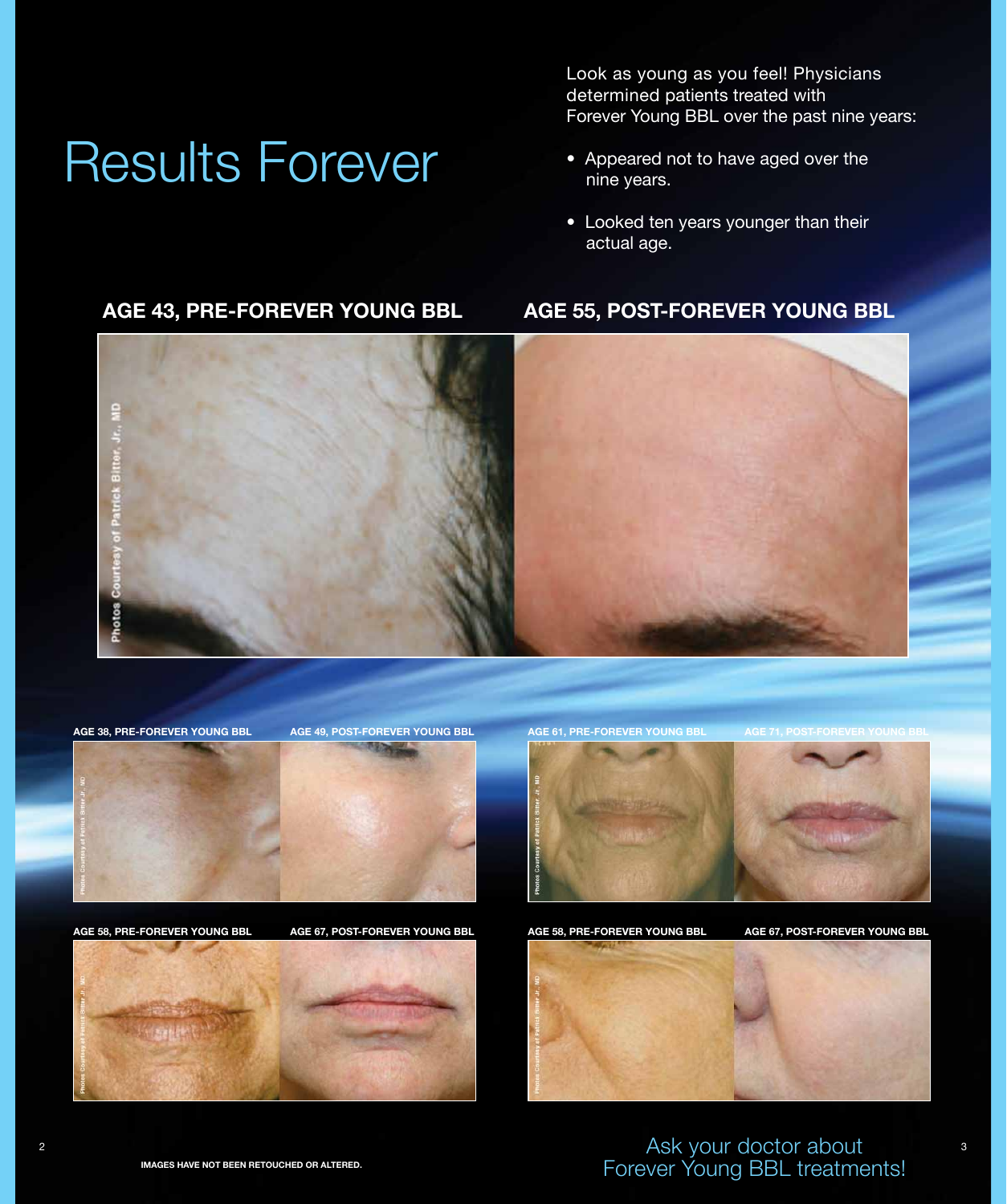# Results Forever

Look as young as you feel! Physicians determined patients treated with Forever Young BBL over the past nine years:

- Appeared not to have aged over the nine years.
- Looked ten years younger than their actual age.

**AGE 43, PRE-FOREVER YOUNG BBL** | **AGE 55, POST-FOREVER YOUNG BBL**

Photos Courtesy of Patrick Bitter, Jr., MD

**AGE 38, PRE-FOREVER YOUNG BBL** | **AGE 49, POST-FOREVER YOUNG BBL**

**AGE 61, PRE-FOREVER YOUNG BBL** | **AGE 71, POST-FOREVER YOUNG BBL**

**AGE 58, PRE-FOREVER YOUNG BBL** | **AGE 67, POST-FOREVER YOUNG BBL**

**AGE 58, PRE-FOREVER YOUNG BBL** | **AGE 67, POST-FOREVER YOUNG BBL**

**IMAGES HAVE NOT BEEN RETOUCHED OR ALTERED.**

Ask your doctor about Forever Young BBL treatments!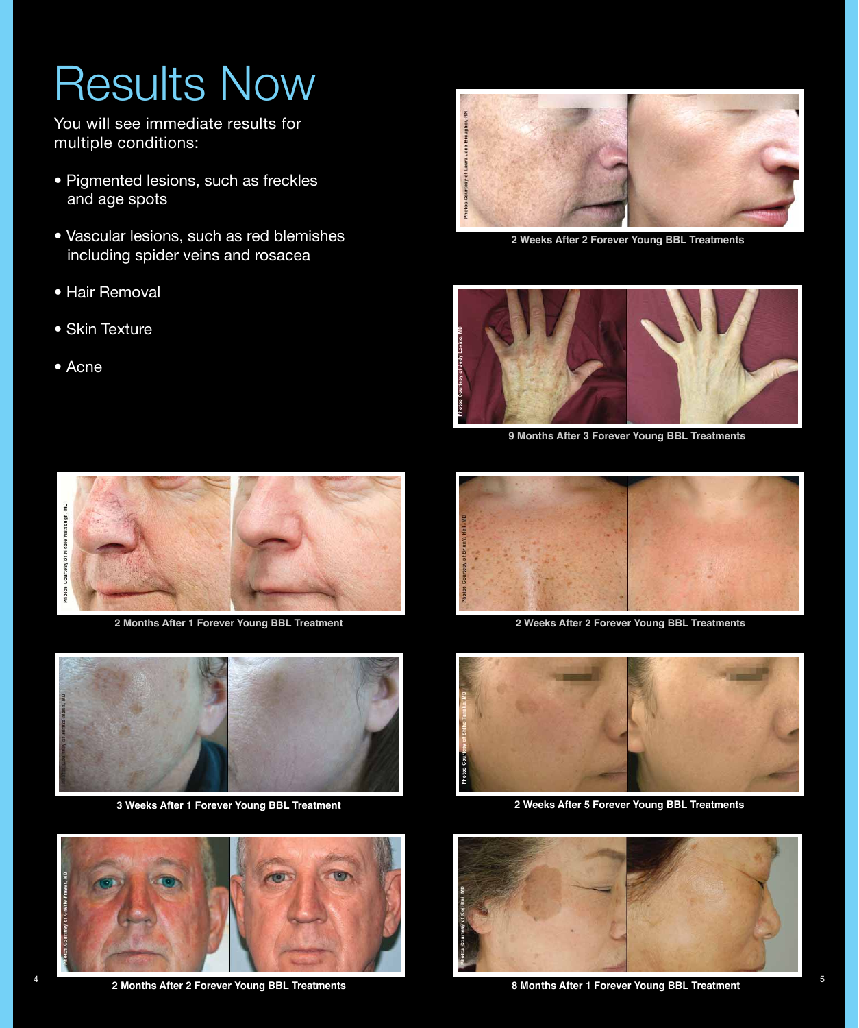# Results Now

You will see immediate results for multiple conditions:

- Pigmented lesions, such as freckles and age spots
- Vascular lesions, such as red blemishes including spider veins and rosacea
- Hair Removal
- Skin Texture
- Acne

2 Weeks After 2 Forever Young BBL Treatments

9 Months After 3 Forever Young BBL Treatments

2 Months After 1 Forever Young BBL Treatment

2 Weeks After 2 Forever Young BBL Treatments

3 Weeks After 1 Forever Young BBL Treatment

2 Weeks After 5 Forever Young BBL Treatments

2 Months After 2 Forever Young BBL Treatments

8 Months After 1 Forever Young BBL Treatment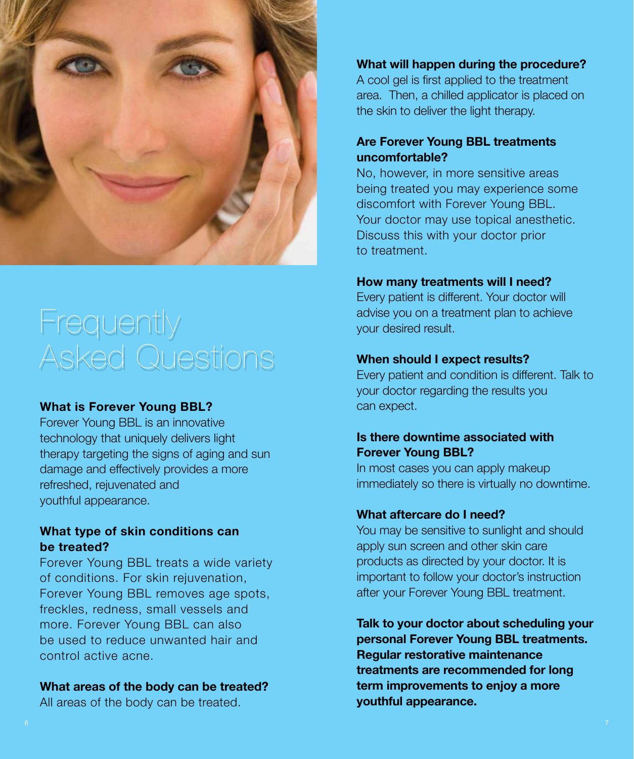# Frequently Asked Questions

### What is Forever Young BBL?

Forever Young BBL is an innovative technology that uniquely delivers light therapy targeting the signs of aging and sun damage and effectively provides a more refreshed, rejuvenated and youthful appearance.

### What type of skin conditions can be treated?

Forever Young BBL treats a wide variety of conditions. For skin rejuvenation, Forever Young BBL removes age spots, freckles, redness, small vessels and more. Forever Young BBL can also be used to reduce unwanted hair and control active acne.

### What areas of the body can be treated?

All areas of the body can be treated.

### What will happen during the procedure?

A cool gel is first applied to the treatment area. Then, a chilled applicator is placed on the skin to deliver the light therapy.

### Are Forever Young BBL treatments uncomfortable?

No, however, in more sensitive areas being treated you may experience some discomfort with Forever Young BBL. Your doctor may use topical anesthetic. Discuss this with your doctor prior to treatment.

### How many treatments will I need?

Every patient is different. Your doctor will advise you on a treatment plan to achieve your desired result.

### When should I expect results?

Every patient and condition is different. Talk to your doctor regarding the results you can expect.

### Is there downtime associated with Forever Young BBL?

In most cases you can apply makeup immediately so there is virtually no downtime.

### What aftercare do I need?

You may be sensitive to sunlight and should apply sun screen and other skin care products as directed by your doctor. It is important to follow your doctor's instruction after your Forever Young BBL treatment.

**Talk to your doctor about scheduling your personal Forever Young BBL treatments. Regular restorative maintenance treatments are recommended for long term improvements to enjoy a more youthful appearance.**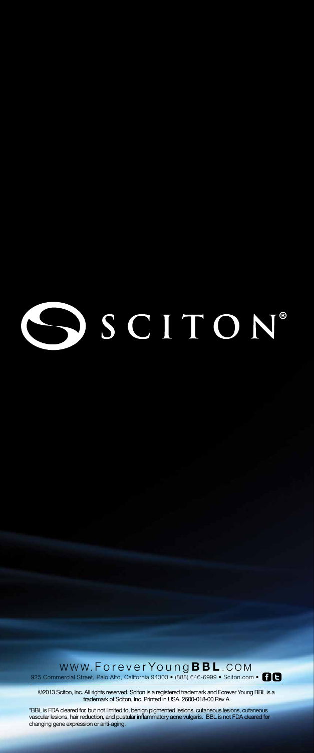SCITON®

WWW.ForeverYoung**BBL**.COM

925 Commercial Street, Palo Alto, California 94303 • (888) 646-6999 • Sciton.com •

©2013 Sciton, Inc. All rights reserved. Sciton is a registered trademark and Forever Young BBL is a trademark of Sciton, Inc. Printed in USA. 2600-018-00 Rev A

*BBL is FDA cleared for, but not limited to, benign pigmented lesions, cutaneous lesions, cutaneous vascular lesions, hair reduction, and pustular inflammatory acne vulgaris. BBL is not FDA cleared for changing gene expression or anti-aging.